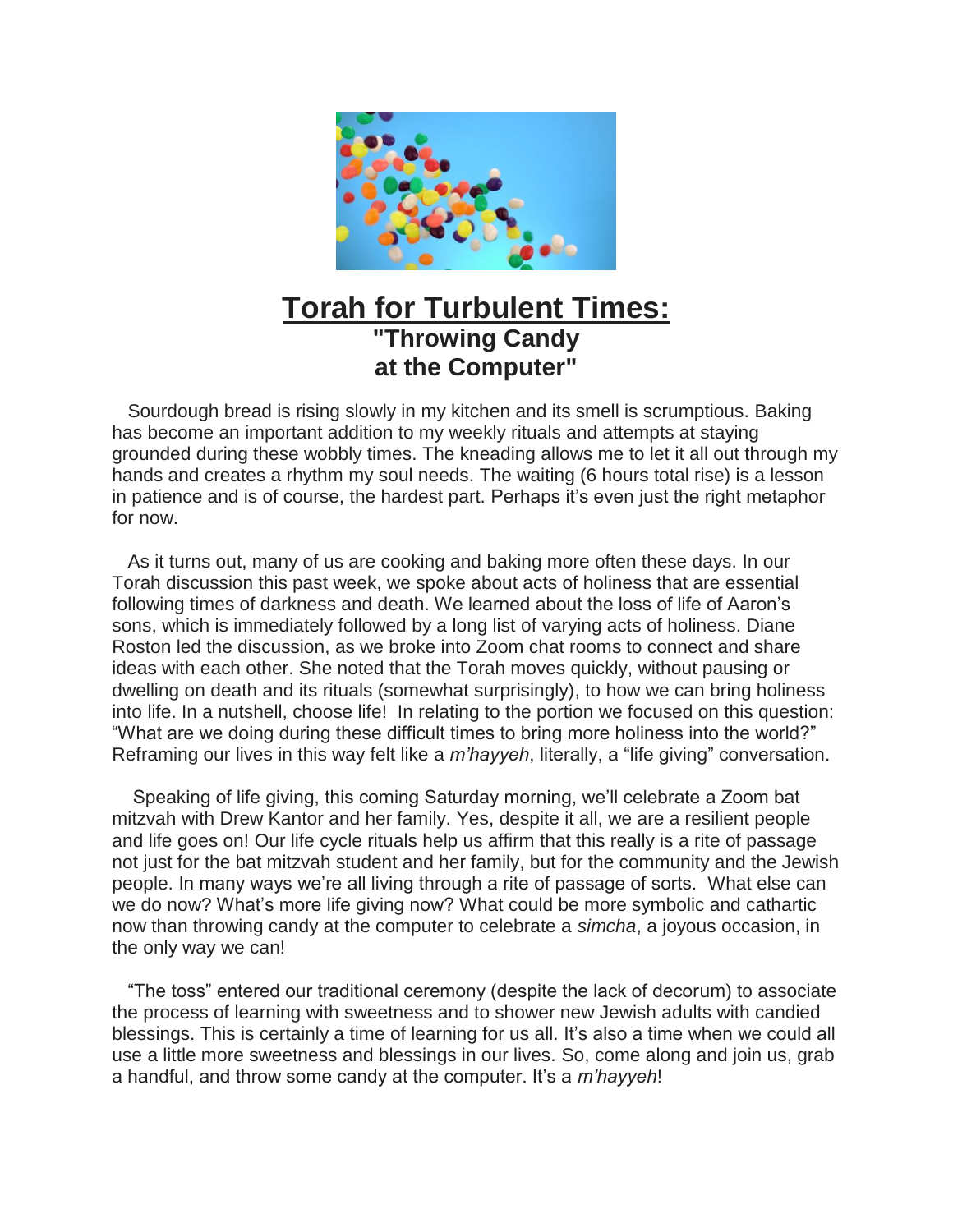# Torah for Turbulent Times:

## "Throwing Candy at the Computer"

Sourdough bread is rising slowly in my kitchen and its smell is scrumptious. Baking has become an important addition to my weekly rituals and attempts at staying grounded during these wobbly times. The kneading allows me to let it all out through my hands and creates a rhythm my soul needs. The waiting (6 hours total rise) is a lesson in patience and is of course, the hardest part. Perhaps it's even just the right metaphor for now.

As it turns out, many of us are cooking and baking more often these days. In our Torah discussion this past week, we spoke about acts of holiness that are essential following times of darkness and death. We learned about the loss of life of Aaron's sons, which is immediately followed by a long list of varying acts of holiness. Diane Roston led the discussion, as we broke into Zoom chat rooms to connect and share ideas with each other. She noted that the Torah moves quickly, without pausing or dwelling on death and its rituals (somewhat surprisingly), to how we can bring holiness into life. In a nutshell, choose life! In relating to the portion we focused on this question: "What are we doing during these difficult times to bring more holiness into the world?" Reframing our lives in this way felt like a *m'hayyeh*, literally, a "life giving" conversation.

Speaking of life giving, this coming Saturday morning, we'll celebrate a Zoom bat mitzvah with Drew Kantor and her family. Yes, despite it all, we are a resilient people and life goes on! Our life cycle rituals help us affirm that this really is a rite of passage not just for the bat mitzvah student and her family, but for the community and the Jewish people. In many ways we're all living through a rite of passage of sorts. What else can we do now? What's more life giving now? What could be more symbolic and cathartic now than throwing candy at the computer to celebrate a *simcha*, a joyous occasion, in the only way we can!

"The toss" entered our traditional ceremony (despite the lack of decorum) to associate the process of learning with sweetness and to shower new Jewish adults with candied blessings. This is certainly a time of learning for us all. It's also a time when we could all use a little more sweetness and blessings in our lives. So, come along and join us, grab a handful, and throw some candy at the computer. It's a *m'hayyeh*!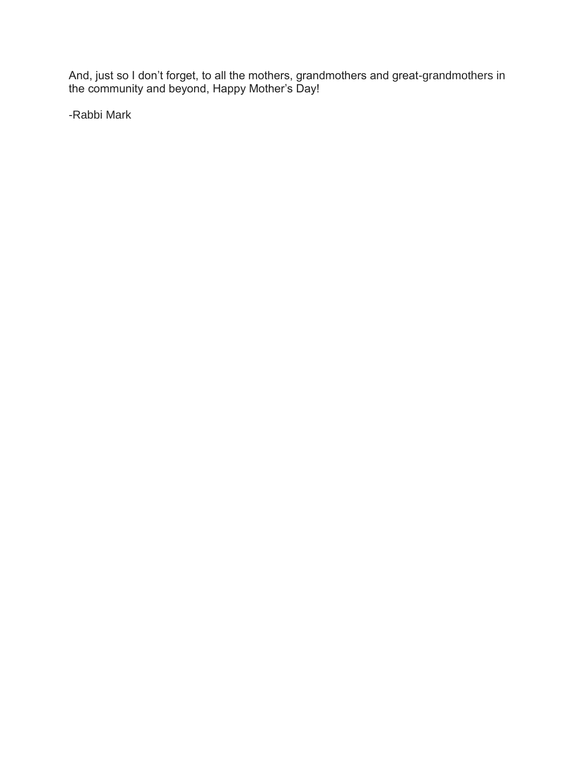And, just so I don't forget, to all the mothers, grandmothers and great-grandmothers in the community and beyond, Happy Mother's Day!

-Rabbi Mark